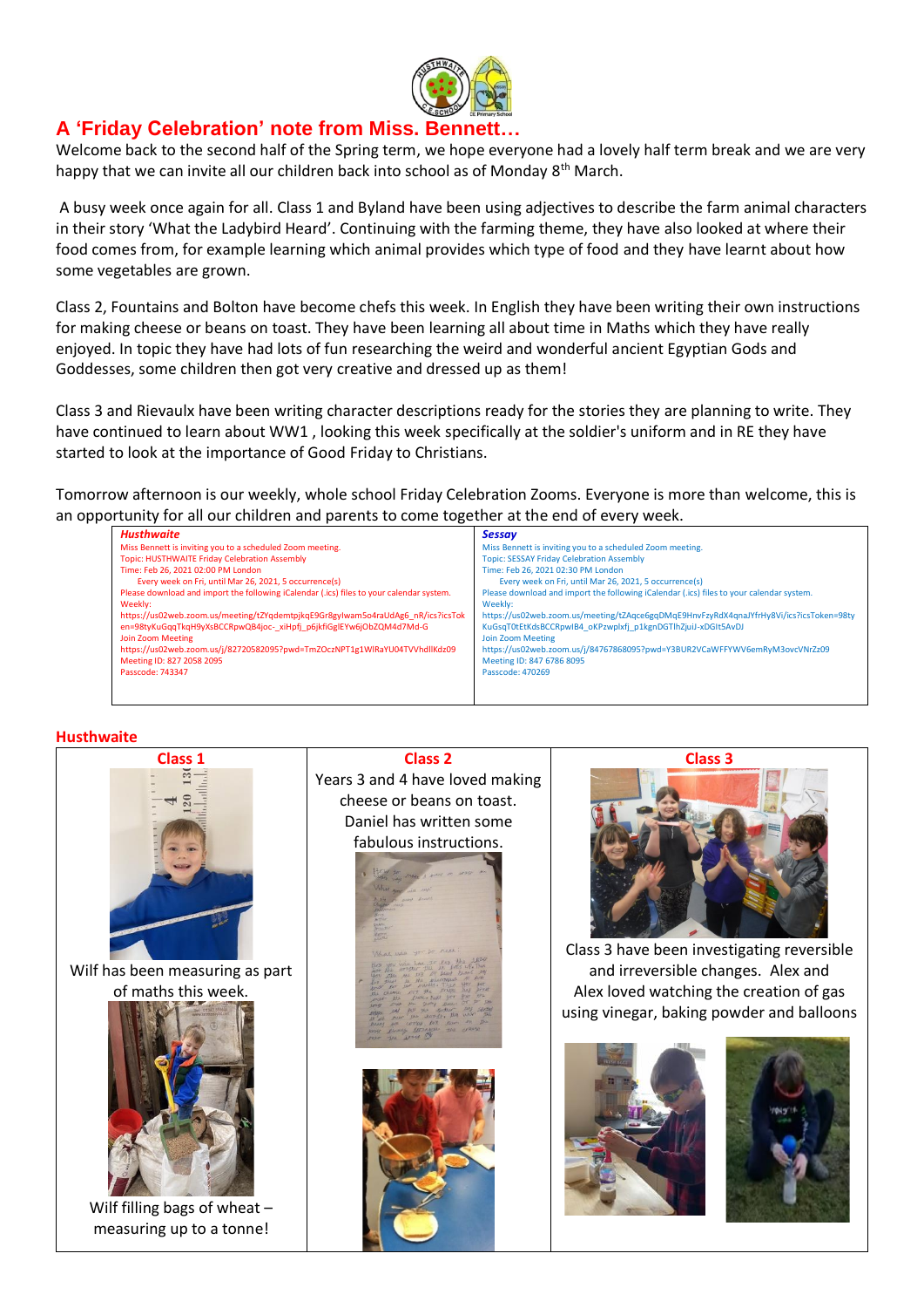# A 'Friday Celebration' note from Miss. Bennett…

Welcome back to the second half of the Spring term, we hope everyone had a lovely half term break and we are very happy that we can invite all our children back into school as of Monday 8th March.

A busy week once again for all. Class 1 and Byland have been using adjectives to describe the farm animal characters in their story 'What the Ladybird Heard'. Continuing with the farming theme, they have also looked at where their food comes from, for example learning which animal provides which type of food and they have learnt about how some vegetables are grown.

Class 2, Fountains and Bolton have become chefs this week. In English they have been writing their own instructions for making cheese or beans on toast. They have been learning all about time in Maths which they have really enjoyed. In topic they have had lots of fun researching the weird and wonderful ancient Egyptian Gods and Goddesses, some children then got very creative and dressed up as them!

Class 3 and Rievaulx have been writing character descriptions ready for the stories they are planning to write. They have continued to learn about WW1 , looking this week specifically at the soldier's uniform and in RE they have started to look at the importance of Good Friday to Christians.

Tomorrow afternoon is our weekly, whole school Friday Celebration Zooms. Everyone is more than welcome, this is an opportunity for all our children and parents to come together at the end of every week.

| ***Husthwaite*** | ***Sessay*** |
|---|---|
| Miss Bennett is inviting you to a scheduled Zoom meeting.<br>Topic: HUSTHWAITE Friday Celebration Assembly<br>Time: Feb 26, 2021 02:00 PM London<br>Every week on Fri, until Mar 26, 2021, 5 occurrence(s)<br>Please download and import the following iCalendar (.ics) files to your calendar system.<br>Weekly:<br>https://us02web.zoom.us/meeting/tZYqdemtpjkqE9Gr8gylwam5o4raUdAg6_nR/ics?icsToken=98tyKuGqqTkqH9yXsBCCRpwQB4joc-_xiHpfj_p6jkfiGglEYw6jObZQM4d7Md-G<br>Join Zoom Meeting<br>https://us02web.zoom.us/j/82720582095?pwd=TmZOczNPT1g1WlRaYU04TVVhdllKdz09<br>Meeting ID: 827 2058 2095<br>Passcode: 743347 | Miss Bennett is inviting you to a scheduled Zoom meeting.<br>Topic: SESSAY Friday Celebration Assembly<br>Time: Feb 26, 2021 02:30 PM London<br>Every week on Fri, until Mar 26, 2021, 5 occurrence(s)<br>Please download and import the following iCalendar (.ics) files to your calendar system.<br>Weekly:<br>https://us02web.zoom.us/meeting/tZAqce6gqDMqE9HnvFzyRdX4qnaJYfrHy8Vi/ics?icsToken=98tyKuGsqT0tEtKdsBCCRpwIB4_oKPzwplxfj_p1kgnDGTlhZjuiJ-xDGIt5AvDJ<br>Join Zoom Meeting<br>https://us02web.zoom.us/j/84767868095?pwd=Y3BUR2VCaWFFYWV6emRyM3ovcVNrZz09<br>Meeting ID: 847 6786 8095<br>Passcode: 470269 |

## Husthwaite

| Class 1 | Class 2 | Class 3 |
|---|---|---|
| Wilf has been measuring as part of maths this week.<br>Wilf filling bags of wheat – measuring up to a tonne! | Years 3 and 4 have loved making cheese or beans on toast. Daniel has written some fabulous instructions. | Class 3 have been investigating reversible and irreversible changes. Alex and Alex loved watching the creation of gas using vinegar, baking powder and balloons |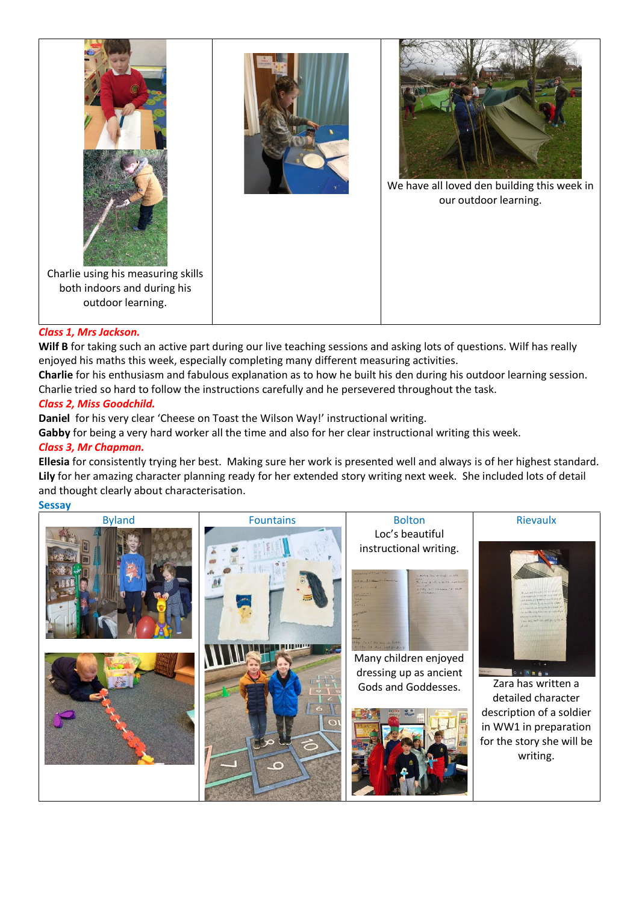| | | |
|---|---|---|
| Charlie using his measuring skills both indoors and during his outdoor learning. | | We have all loved den building this week in our outdoor learning. |

***Class 1, Mrs Jackson.***

**Wilf B** for taking such an active part during our live teaching sessions and asking lots of questions. Wilf has really enjoyed his maths this week, especially completing many different measuring activities.

**Charlie** for his enthusiasm and fabulous explanation as to how he built his den during his outdoor learning session. Charlie tried so hard to follow the instructions carefully and he persevered throughout the task.

***Class 2, Miss Goodchild.***

**Daniel** for his very clear 'Cheese on Toast the Wilson Way!' instructional writing.

**Gabby** for being a very hard worker all the time and also for her clear instructional writing this week.

***Class 3, Mr Chapman.***

**Ellesia** for consistently trying her best. Making sure her work is presented well and always is of her highest standard.

**Lily** for her amazing character planning ready for her extended story writing next week. She included lots of detail and thought clearly about characterisation.

**Sessay**

| Byland | Fountains | Bolton | Rievaulx |
|---|---|---|---|
| | | Loc's beautiful instructional writing. Many children enjoyed dressing up as ancient Gods and Goddesses. | Zara has written a detailed character description of a soldier in WW1 in preparation for the story she will be writing. |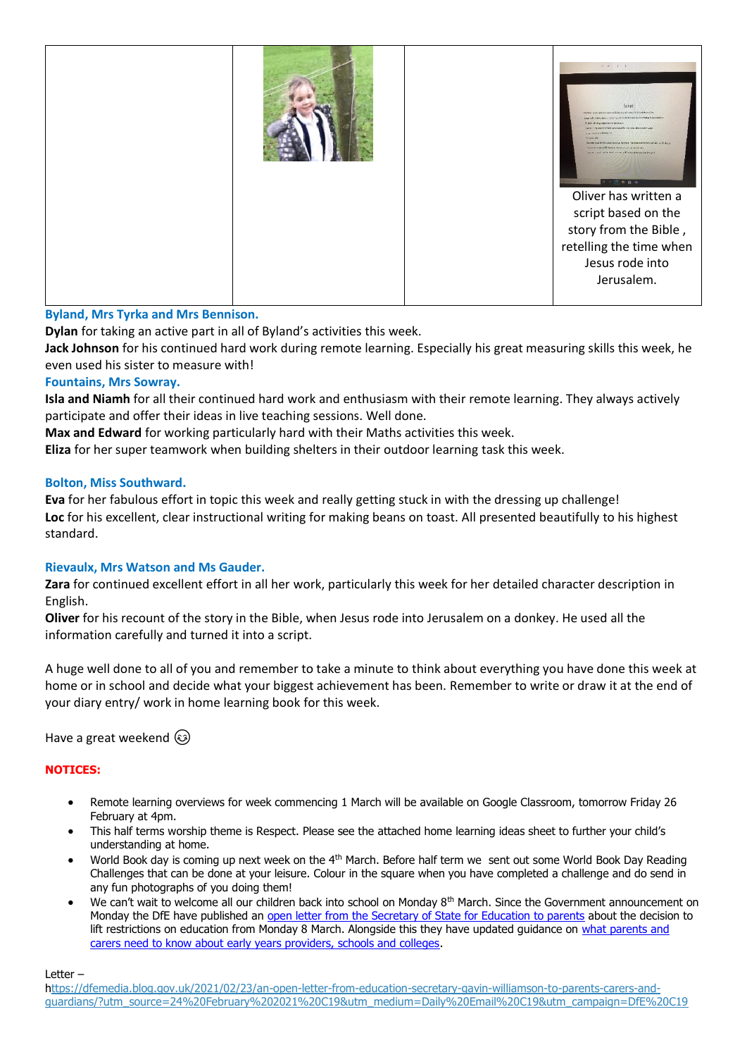| | | | |
|---|---|---|---|
| | | | Oliver has written a script based on the story from the Bible , retelling the time when Jesus rode into Jerusalem. |

**Byland, Mrs Tyrka and Mrs Bennison.**

**Dylan** for taking an active part in all of Byland's activities this week.
**Jack Johnson** for his continued hard work during remote learning. Especially his great measuring skills this week, he even used his sister to measure with!

**Fountains, Mrs Sowray.**

**Isla and Niamh** for all their continued hard work and enthusiasm with their remote learning. They always actively participate and offer their ideas in live teaching sessions. Well done.
**Max and Edward** for working particularly hard with their Maths activities this week.
**Eliza** for her super teamwork when building shelters in their outdoor learning task this week.

**Bolton, Miss Southward.**

**Eva** for her fabulous effort in topic this week and really getting stuck in with the dressing up challenge!
**Loc** for his excellent, clear instructional writing for making beans on toast. All presented beautifully to his highest standard.

**Rievaulx, Mrs Watson and Ms Gauder.**

**Zara** for continued excellent effort in all her work, particularly this week for her detailed character description in English.
**Oliver** for his recount of the story in the Bible, when Jesus rode into Jerusalem on a donkey. He used all the information carefully and turned it into a script.

A huge well done to all of you and remember to take a minute to think about everything you have done this week at home or in school and decide what your biggest achievement has been. Remember to write or draw it at the end of your diary entry/ work in home learning book for this week.

Have a great weekend 😉

**NOTICES:**

- Remote learning overviews for week commencing 1 March will be available on Google Classroom, tomorrow Friday 26 February at 4pm.
- This half terms worship theme is Respect. Please see the attached home learning ideas sheet to further your child's understanding at home.
- World Book day is coming up next week on the 4th March. Before half term we sent out some World Book Day Reading Challenges that can be done at your leisure. Colour in the square when you have completed a challenge and do send in any fun photographs of you doing them!
- We can't wait to welcome all our children back into school on Monday 8th March. Since the Government announcement on Monday the DfE have published an [open letter from the Secretary of State for Education to parents](https://dfemedia.blog.gov.uk/2021/02/23/an-open-letter-from-education-secretary-gavin-williamson-to-parents-carers-and-guardians/) about the decision to lift restrictions on education from Monday 8 March. Alongside this they have updated guidance on [what parents and carers need to know about early years providers, schools and colleges](#).

Letter –
https://dfemedia.blog.gov.uk/2021/02/23/an-open-letter-from-education-secretary-gavin-williamson-to-parents-carers-and-guardians/?utm_source=24%20February%202021%20C19&utm_medium=Daily%20Email%20C19&utm_campaign=DfE%20C19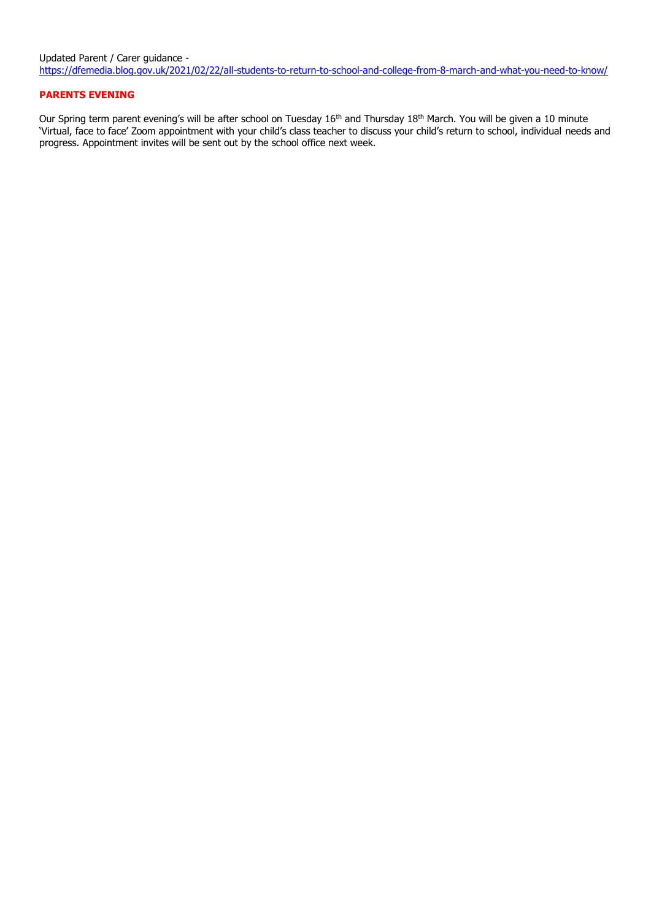Updated Parent / Carer guidance - https://dfemedia.blog.gov.uk/2021/02/22/all-students-to-return-to-school-and-college-from-8-march-and-what-you-need-to-know/

**PARENTS EVENING**

Our Spring term parent evening's will be after school on Tuesday 16th and Thursday 18th March. You will be given a 10 minute 'Virtual, face to face' Zoom appointment with your child's class teacher to discuss your child's return to school, individual needs and progress. Appointment invites will be sent out by the school office next week.